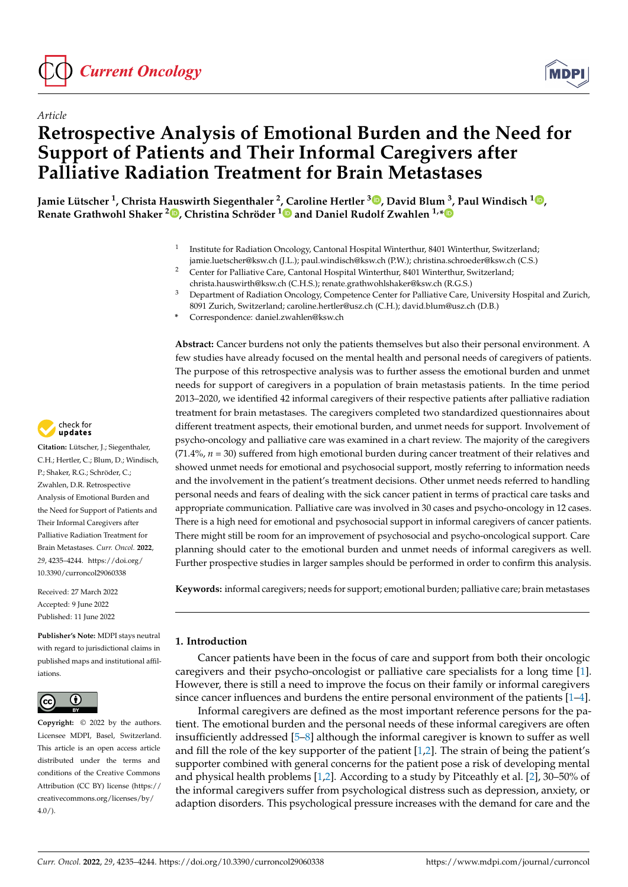*Article*

# Retrospective Analysis of Emotional Burden and the Need for Support of Patients and Their Informal Caregivers after Palliative Radiation Treatment for Brain Metastases

**Jamie Lütscher [1], Christa Hauswirth Siegenthaler [2], Caroline Hertler [3], David Blum [3], Paul Windisch [1], Renate Grathwohl Shaker [2], Christina Schröder [1] and Daniel Rudolf Zwahlen [1,*]**

[1] Institute for Radiation Oncology, Cantonal Hospital Winterthur, 8401 Winterthur, Switzerland; jamie.luetscher@ksw.ch (J.L.); paul.windisch@ksw.ch (P.W.); christina.schroeder@ksw.ch (C.S.)

[2] Center for Palliative Care, Cantonal Hospital Winterthur, 8401 Winterthur, Switzerland; christa.hauswirth@ksw.ch (C.H.S.); renate.grathwohlshaker@ksw.ch (R.G.S.)

[3] Department of Radiation Oncology, Competence Center for Palliative Care, University Hospital and Zurich, 8091 Zurich, Switzerland; caroline.hertler@usz.ch (C.H.); david.blum@usz.ch (D.B.)

\* Correspondence: daniel.zwahlen@ksw.ch

**Abstract:** Cancer burdens not only the patients themselves but also their personal environment. A few studies have already focused on the mental health and personal needs of caregivers of patients. The purpose of this retrospective analysis was to further assess the emotional burden and unmet needs for support of caregivers in a population of brain metastasis patients. In the time period 2013–2020, we identified 42 informal caregivers of their respective patients after palliative radiation treatment for brain metastases. The caregivers completed two standardized questionnaires about different treatment aspects, their emotional burden, and unmet needs for support. Involvement of psycho-oncology and palliative care was examined in a chart review. The majority of the caregivers (71.4%, $n = 30$) suffered from high emotional burden during cancer treatment of their relatives and showed unmet needs for emotional and psychosocial support, mostly referring to information needs and the involvement in the patient's treatment decisions. Other unmet needs referred to handling personal needs and fears of dealing with the sick cancer patient in terms of practical care tasks and appropriate communication. Palliative care was involved in 30 cases and psycho-oncology in 12 cases. There is a high need for emotional and psychosocial support in informal caregivers of cancer patients. There might still be room for an improvement of psychosocial and psycho-oncological support. Care planning should cater to the emotional burden and unmet needs of informal caregivers as well. Further prospective studies in larger samples should be performed in order to confirm this analysis.

**Keywords:** informal caregivers; needs for support; emotional burden; palliative care; brain metastases

**Citation:** Lütscher, J.; Siegenthaler, C.H.; Hertler, C.; Blum, D.; Windisch, P.; Shaker, R.G.; Schröder, C.; Zwahlen, D.R. Retrospective Analysis of Emotional Burden and the Need for Support of Patients and Their Informal Caregivers after Palliative Radiation Treatment for Brain Metastases. *Curr. Oncol.* **2022**, *29*, 4235–4244. https://doi.org/10.3390/curroncol29060338

Received: 27 March 2022
Accepted: 9 June 2022
Published: 11 June 2022

**Publisher's Note:** MDPI stays neutral with regard to jurisdictional claims in published maps and institutional affiliations.

**Copyright:** © 2022 by the authors. Licensee MDPI, Basel, Switzerland. This article is an open access article distributed under the terms and conditions of the Creative Commons Attribution (CC BY) license (https://creativecommons.org/licenses/by/4.0/).

## 1. Introduction

Cancer patients have been in the focus of care and support from both their oncologic caregivers and their psycho-oncologist or palliative care specialists for a long time [1]. However, there is still a need to improve the focus on their family or informal caregivers since cancer influences and burdens the entire personal environment of the patients [1–4].

Informal caregivers are defined as the most important reference persons for the patient. The emotional burden and the personal needs of these informal caregivers are often insufficiently addressed [5–8] although the informal caregiver is known to suffer as well and fill the role of the key supporter of the patient [1,2]. The strain of being the patient's supporter combined with general concerns for the patient pose a risk of developing mental and physical health problems [1,2]. According to a study by Pitceathly et al. [2], 30–50% of the informal caregivers suffer from psychological distress such as depression, anxiety, or adaption disorders. This psychological pressure increases with the demand for care and the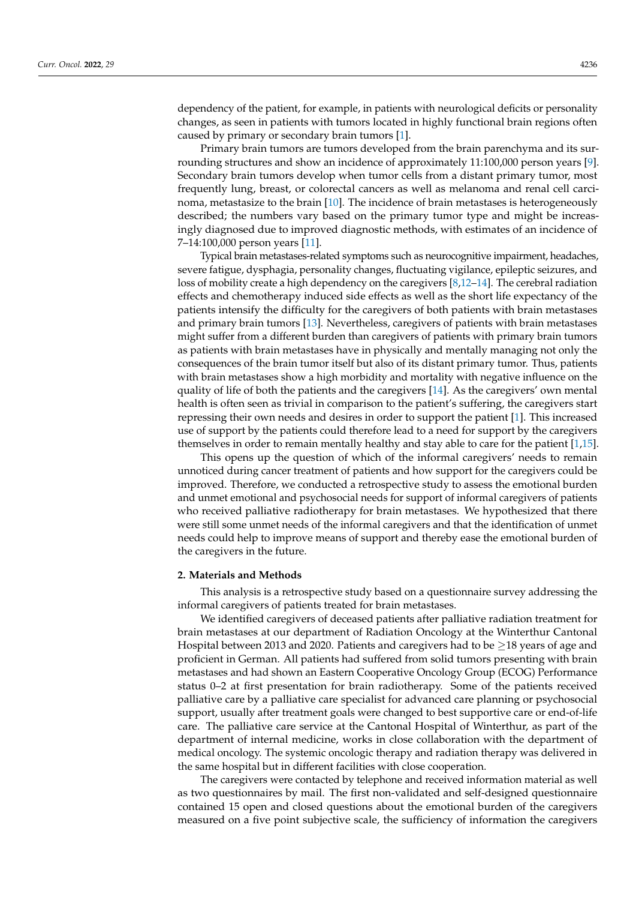dependency of the patient, for example, in patients with neurological deficits or personality changes, as seen in patients with tumors located in highly functional brain regions often caused by primary or secondary brain tumors [1].

Primary brain tumors are tumors developed from the brain parenchyma and its surrounding structures and show an incidence of approximately 11:100,000 person years [9]. Secondary brain tumors develop when tumor cells from a distant primary tumor, most frequently lung, breast, or colorectal cancers as well as melanoma and renal cell carcinoma, metastasize to the brain [10]. The incidence of brain metastases is heterogeneously described; the numbers vary based on the primary tumor type and might be increasingly diagnosed due to improved diagnostic methods, with estimates of an incidence of 7–14:100,000 person years [11].

Typical brain metastases-related symptoms such as neurocognitive impairment, headaches, severe fatigue, dysphagia, personality changes, fluctuating vigilance, epileptic seizures, and loss of mobility create a high dependency on the caregivers [8,12–14]. The cerebral radiation effects and chemotherapy induced side effects as well as the short life expectancy of the patients intensify the difficulty for the caregivers of both patients with brain metastases and primary brain tumors [13]. Nevertheless, caregivers of patients with brain metastases might suffer from a different burden than caregivers of patients with primary brain tumors as patients with brain metastases have in physically and mentally managing not only the consequences of the brain tumor itself but also of its distant primary tumor. Thus, patients with brain metastases show a high morbidity and mortality with negative influence on the quality of life of both the patients and the caregivers [14]. As the caregivers' own mental health is often seen as trivial in comparison to the patient's suffering, the caregivers start repressing their own needs and desires in order to support the patient [1]. This increased use of support by the patients could therefore lead to a need for support by the caregivers themselves in order to remain mentally healthy and stay able to care for the patient [1,15].

This opens up the question of which of the informal caregivers' needs to remain unnoticed during cancer treatment of patients and how support for the caregivers could be improved. Therefore, we conducted a retrospective study to assess the emotional burden and unmet emotional and psychosocial needs for support of informal caregivers of patients who received palliative radiotherapy for brain metastases. We hypothesized that there were still some unmet needs of the informal caregivers and that the identification of unmet needs could help to improve means of support and thereby ease the emotional burden of the caregivers in the future.

## 2. Materials and Methods

This analysis is a retrospective study based on a questionnaire survey addressing the informal caregivers of patients treated for brain metastases.

We identified caregivers of deceased patients after palliative radiation treatment for brain metastases at our department of Radiation Oncology at the Winterthur Cantonal Hospital between 2013 and 2020. Patients and caregivers had to be $\geq$18 years of age and proficient in German. All patients had suffered from solid tumors presenting with brain metastases and had shown an Eastern Cooperative Oncology Group (ECOG) Performance status 0–2 at first presentation for brain radiotherapy. Some of the patients received palliative care by a palliative care specialist for advanced care planning or psychosocial support, usually after treatment goals were changed to best supportive care or end-of-life care. The palliative care service at the Cantonal Hospital of Winterthur, as part of the department of internal medicine, works in close collaboration with the department of medical oncology. The systemic oncologic therapy and radiation therapy was delivered in the same hospital but in different facilities with close cooperation.

The caregivers were contacted by telephone and received information material as well as two questionnaires by mail. The first non-validated and self-designed questionnaire contained 15 open and closed questions about the emotional burden of the caregivers measured on a five point subjective scale, the sufficiency of information the caregivers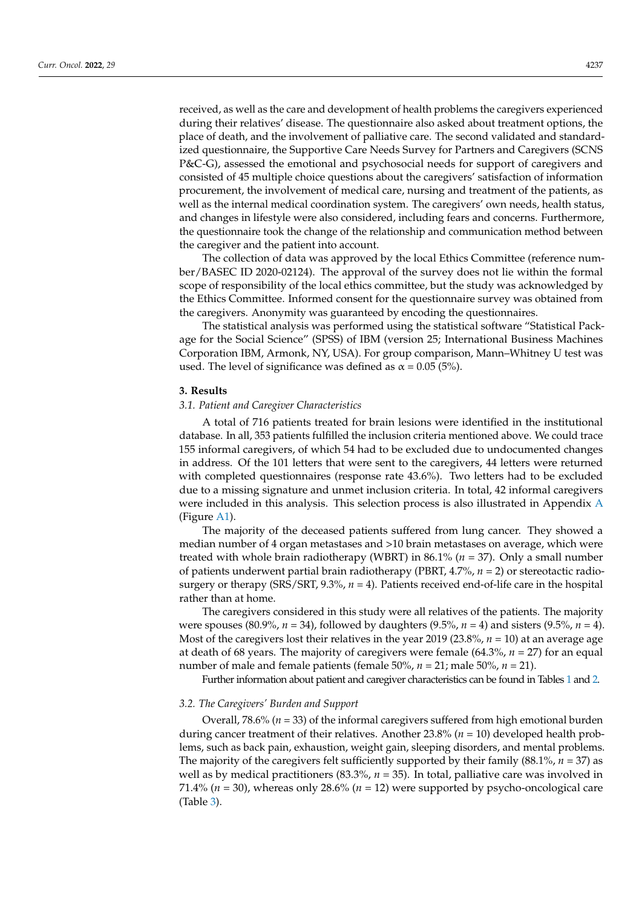received, as well as the care and development of health problems the caregivers experienced during their relatives' disease. The questionnaire also asked about treatment options, the place of death, and the involvement of palliative care. The second validated and standardized questionnaire, the Supportive Care Needs Survey for Partners and Caregivers (SCNS P&C-G), assessed the emotional and psychosocial needs for support of caregivers and consisted of 45 multiple choice questions about the caregivers' satisfaction of information procurement, the involvement of medical care, nursing and treatment of the patients, as well as the internal medical coordination system. The caregivers' own needs, health status, and changes in lifestyle were also considered, including fears and concerns. Furthermore, the questionnaire took the change of the relationship and communication method between the caregiver and the patient into account.

The collection of data was approved by the local Ethics Committee (reference number/BASEC ID 2020-02124). The approval of the survey does not lie within the formal scope of responsibility of the local ethics committee, but the study was acknowledged by the Ethics Committee. Informed consent for the questionnaire survey was obtained from the caregivers. Anonymity was guaranteed by encoding the questionnaires.

The statistical analysis was performed using the statistical software "Statistical Package for the Social Science" (SPSS) of IBM (version 25; International Business Machines Corporation IBM, Armonk, NY, USA). For group comparison, Mann–Whitney U test was used. The level of significance was defined as $\alpha = 0.05$ (5%).

## 3. Results

### 3.1. Patient and Caregiver Characteristics

A total of 716 patients treated for brain lesions were identified in the institutional database. In all, 353 patients fulfilled the inclusion criteria mentioned above. We could trace 155 informal caregivers, of which 54 had to be excluded due to undocumented changes in address. Of the 101 letters that were sent to the caregivers, 44 letters were returned with completed questionnaires (response rate 43.6%). Two letters had to be excluded due to a missing signature and unmet inclusion criteria. In total, 42 informal caregivers were included in this analysis. This selection process is also illustrated in Appendix A (Figure A1).

The majority of the deceased patients suffered from lung cancer. They showed a median number of 4 organ metastases and >10 brain metastases on average, which were treated with whole brain radiotherapy (WBRT) in 86.1% ($n = 37$). Only a small number of patients underwent partial brain radiotherapy (PBRT, 4.7%, $n = 2$) or stereotactic radiosurgery or therapy (SRS/SRT, 9.3%, $n = 4$). Patients received end-of-life care in the hospital rather than at home.

The caregivers considered in this study were all relatives of the patients. The majority were spouses (80.9%, $n = 34$), followed by daughters (9.5%, $n = 4$) and sisters (9.5%, $n = 4$). Most of the caregivers lost their relatives in the year 2019 (23.8%, $n = 10$) at an average age at death of 68 years. The majority of caregivers were female (64.3%, $n = 27$) for an equal number of male and female patients (female 50%, $n = 21$; male 50%, $n = 21$).

Further information about patient and caregiver characteristics can be found in Tables 1 and 2.

### 3.2. The Caregivers' Burden and Support

Overall, 78.6% ($n = 33$) of the informal caregivers suffered from high emotional burden during cancer treatment of their relatives. Another 23.8% ($n = 10$) developed health problems, such as back pain, exhaustion, weight gain, sleeping disorders, and mental problems. The majority of the caregivers felt sufficiently supported by their family (88.1%, $n = 37$) as well as by medical practitioners (83.3%, $n = 35$). In total, palliative care was involved in 71.4% ($n = 30$), whereas only 28.6% ($n = 12$) were supported by psycho-oncological care (Table 3).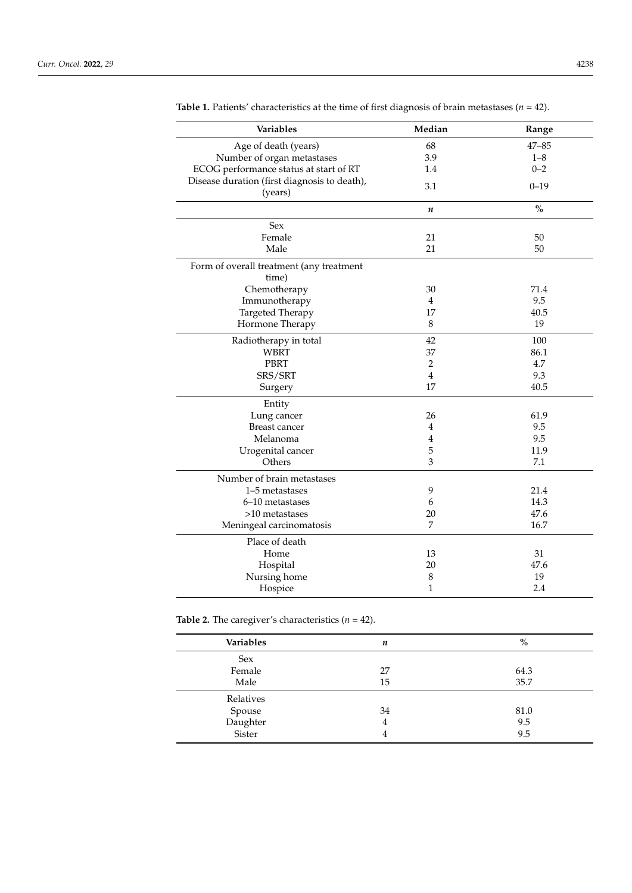**Table 1.** Patients' characteristics at the time of first diagnosis of brain metastases ($n$ = 42).

| Variables | Median | Range |
|---|---|---|
| Age of death (years) | 68 | 47–85 |
| Number of organ metastases | 3.9 | 1–8 |
| ECOG performance status at start of RT | 1.4 | 0–2 |
| Disease duration (first diagnosis to death), (years) | 3.1 | 0–19 |
| | ***n*** | **%** |
| Sex | | |
| Female | 21 | 50 |
| Male | 21 | 50 |
| Form of overall treatment (any treatment time) | | |
| Chemotherapy | 30 | 71.4 |
| Immunotherapy | 4 | 9.5 |
| Targeted Therapy | 17 | 40.5 |
| Hormone Therapy | 8 | 19 |
| Radiotherapy in total | 42 | 100 |
| WBRT | 37 | 86.1 |
| PBRT | 2 | 4.7 |
| SRS/SRT | 4 | 9.3 |
| Surgery | 17 | 40.5 |
| Entity | | |
| Lung cancer | 26 | 61.9 |
| Breast cancer | 4 | 9.5 |
| Melanoma | 4 | 9.5 |
| Urogenital cancer | 5 | 11.9 |
| Others | 3 | 7.1 |
| Number of brain metastases | | |
| 1–5 metastases | 9 | 21.4 |
| 6–10 metastases | 6 | 14.3 |
| >10 metastases | 20 | 47.6 |
| Meningeal carcinomatosis | 7 | 16.7 |
| Place of death | | |
| Home | 13 | 31 |
| Hospital | 20 | 47.6 |
| Nursing home | 8 | 19 |
| Hospice | 1 | 2.4 |

**Table 2.** The caregiver's characteristics ($n$ = 42).

| Variables | *n* | % |
|---|---|---|
| Sex | | |
| Female | 27 | 64.3 |
| Male | 15 | 35.7 |
| Relatives | | |
| Spouse | 34 | 81.0 |
| Daughter | 4 | 9.5 |
| Sister | 4 | 9.5 |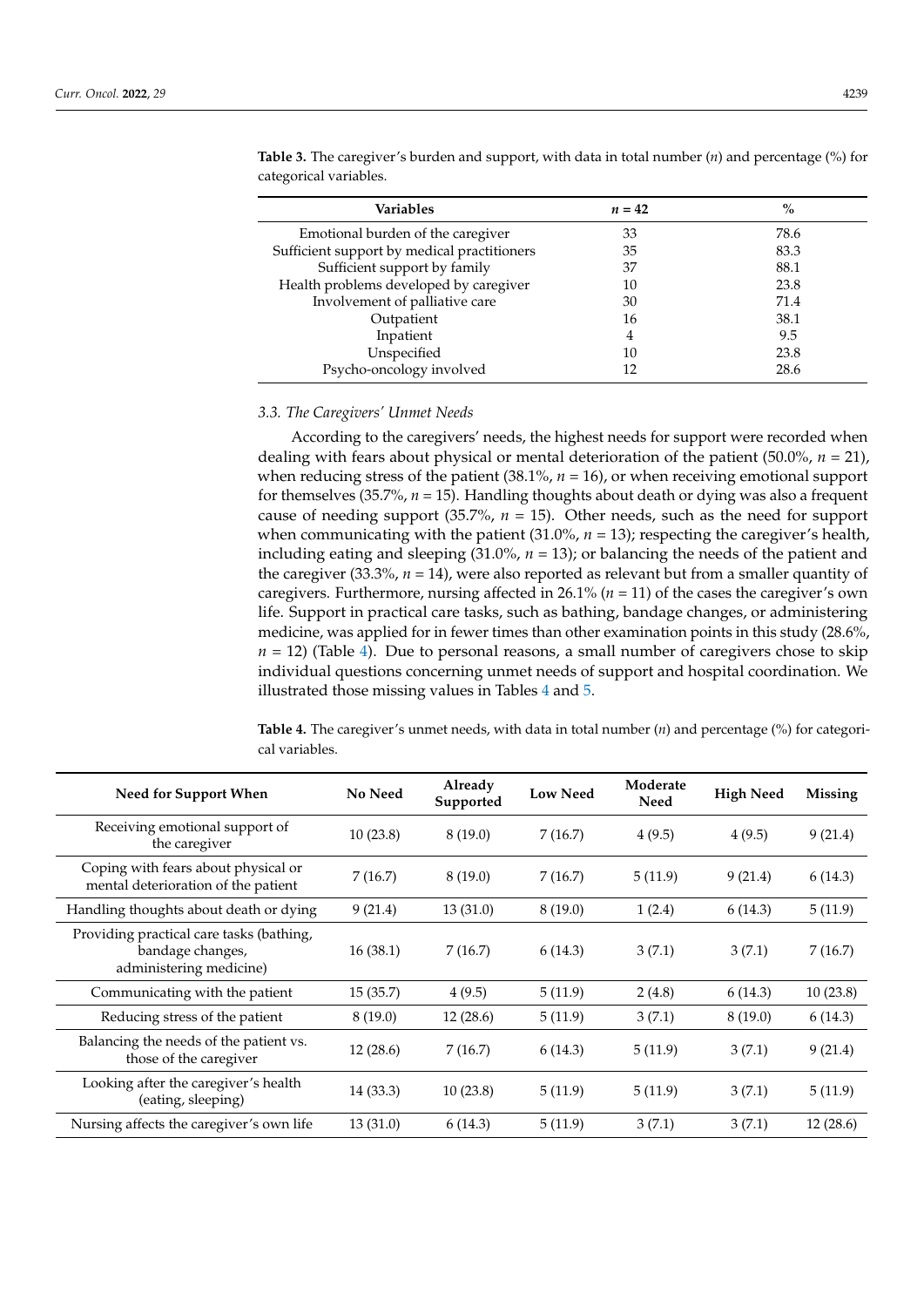**Table 3.** The caregiver's burden and support, with data in total number ($n$) and percentage (%) for categorical variables.

| Variables | $n = 42$ | % |
|---|---|---|
| Emotional burden of the caregiver | 33 | 78.6 |
| Sufficient support by medical practitioners | 35 | 83.3 |
| Sufficient support by family | 37 | 88.1 |
| Health problems developed by caregiver | 10 | 23.8 |
| Involvement of palliative care | 30 | 71.4 |
| Outpatient | 16 | 38.1 |
| Inpatient | 4 | 9.5 |
| Unspecified | 10 | 23.8 |
| Psycho-oncology involved | 12 | 28.6 |

### *3.3. The Caregivers' Unmet Needs*

According to the caregivers' needs, the highest needs for support were recorded when dealing with fears about physical or mental deterioration of the patient (50.0%, $n = 21$), when reducing stress of the patient (38.1%, $n = 16$), or when receiving emotional support for themselves (35.7%, $n = 15$). Handling thoughts about death or dying was also a frequent cause of needing support (35.7%, $n = 15$). Other needs, such as the need for support when communicating with the patient (31.0%, $n = 13$); respecting the caregiver's health, including eating and sleeping (31.0%, $n = 13$); or balancing the needs of the patient and the caregiver (33.3%, $n = 14$), were also reported as relevant but from a smaller quantity of caregivers. Furthermore, nursing affected in 26.1% ($n = 11$) of the cases the caregiver's own life. Support in practical care tasks, such as bathing, bandage changes, or administering medicine, was applied for in fewer times than other examination points in this study (28.6%, $n = 12$) (Table 4). Due to personal reasons, a small number of caregivers chose to skip individual questions concerning unmet needs of support and hospital coordination. We illustrated those missing values in Tables 4 and 5.

**Table 4.** The caregiver's unmet needs, with data in total number ($n$) and percentage (%) for categorical variables.

| Need for Support When | No Need | Already Supported | Low Need | Moderate Need | High Need | Missing |
|---|---|---|---|---|---|---|
| Receiving emotional support of the caregiver | 10 (23.8) | 8 (19.0) | 7 (16.7) | 4 (9.5) | 4 (9.5) | 9 (21.4) |
| Coping with fears about physical or mental deterioration of the patient | 7 (16.7) | 8 (19.0) | 7 (16.7) | 5 (11.9) | 9 (21.4) | 6 (14.3) |
| Handling thoughts about death or dying | 9 (21.4) | 13 (31.0) | 8 (19.0) | 1 (2.4) | 6 (14.3) | 5 (11.9) |
| Providing practical care tasks (bathing, bandage changes, administering medicine) | 16 (38.1) | 7 (16.7) | 6 (14.3) | 3 (7.1) | 3 (7.1) | 7 (16.7) |
| Communicating with the patient | 15 (35.7) | 4 (9.5) | 5 (11.9) | 2 (4.8) | 6 (14.3) | 10 (23.8) |
| Reducing stress of the patient | 8 (19.0) | 12 (28.6) | 5 (11.9) | 3 (7.1) | 8 (19.0) | 6 (14.3) |
| Balancing the needs of the patient vs. those of the caregiver | 12 (28.6) | 7 (16.7) | 6 (14.3) | 5 (11.9) | 3 (7.1) | 9 (21.4) |
| Looking after the caregiver's health (eating, sleeping) | 14 (33.3) | 10 (23.8) | 5 (11.9) | 5 (11.9) | 3 (7.1) | 5 (11.9) |
| Nursing affects the caregiver's own life | 13 (31.0) | 6 (14.3) | 5 (11.9) | 3 (7.1) | 3 (7.1) | 12 (28.6) |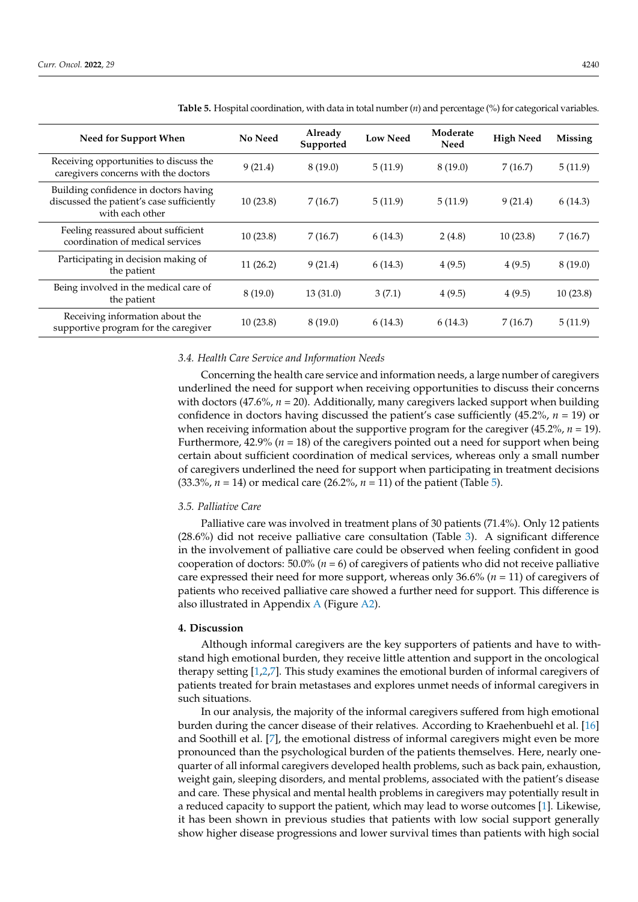**Table 5.** Hospital coordination, with data in total number (*n*) and percentage (%) for categorical variables.

| Need for Support When | No Need | Already Supported | Low Need | Moderate Need | High Need | Missing |
|---|---|---|---|---|---|---|
| Receiving opportunities to discuss the caregivers concerns with the doctors | 9 (21.4) | 8 (19.0) | 5 (11.9) | 8 (19.0) | 7 (16.7) | 5 (11.9) |
| Building confidence in doctors having discussed the patient's case sufficiently with each other | 10 (23.8) | 7 (16.7) | 5 (11.9) | 5 (11.9) | 9 (21.4) | 6 (14.3) |
| Feeling reassured about sufficient coordination of medical services | 10 (23.8) | 7 (16.7) | 6 (14.3) | 2 (4.8) | 10 (23.8) | 7 (16.7) |
| Participating in decision making of the patient | 11 (26.2) | 9 (21.4) | 6 (14.3) | 4 (9.5) | 4 (9.5) | 8 (19.0) |
| Being involved in the medical care of the patient | 8 (19.0) | 13 (31.0) | 3 (7.1) | 4 (9.5) | 4 (9.5) | 10 (23.8) |
| Receiving information about the supportive program for the caregiver | 10 (23.8) | 8 (19.0) | 6 (14.3) | 6 (14.3) | 7 (16.7) | 5 (11.9) |

### 3.4. Health Care Service and Information Needs

Concerning the health care service and information needs, a large number of caregivers underlined the need for support when receiving opportunities to discuss their concerns with doctors (47.6%, *n* = 20). Additionally, many caregivers lacked support when building confidence in doctors having discussed the patient's case sufficiently (45.2%, *n* = 19) or when receiving information about the supportive program for the caregiver (45.2%, *n* = 19). Furthermore, 42.9% (*n* = 18) of the caregivers pointed out a need for support when being certain about sufficient coordination of medical services, whereas only a small number of caregivers underlined the need for support when participating in treatment decisions (33.3%, *n* = 14) or medical care (26.2%, *n* = 11) of the patient (Table 5).

### 3.5. Palliative Care

Palliative care was involved in treatment plans of 30 patients (71.4%). Only 12 patients (28.6%) did not receive palliative care consultation (Table 3). A significant difference in the involvement of palliative care could be observed when feeling confident in good cooperation of doctors: 50.0% (*n* = 6) of caregivers of patients who did not receive palliative care expressed their need for more support, whereas only 36.6% (*n* = 11) of caregivers of patients who received palliative care showed a further need for support. This difference is also illustrated in Appendix A (Figure A2).

## 4. Discussion

Although informal caregivers are the key supporters of patients and have to withstand high emotional burden, they receive little attention and support in the oncological therapy setting [1,2,7]. This study examines the emotional burden of informal caregivers of patients treated for brain metastases and explores unmet needs of informal caregivers in such situations.

In our analysis, the majority of the informal caregivers suffered from high emotional burden during the cancer disease of their relatives. According to Kraehenbuehl et al. [16] and Soothill et al. [7], the emotional distress of informal caregivers might even be more pronounced than the psychological burden of the patients themselves. Here, nearly one-quarter of all informal caregivers developed health problems, such as back pain, exhaustion, weight gain, sleeping disorders, and mental problems, associated with the patient's disease and care. These physical and mental health problems in caregivers may potentially result in a reduced capacity to support the patient, which may lead to worse outcomes [1]. Likewise, it has been shown in previous studies that patients with low social support generally show higher disease progressions and lower survival times than patients with high social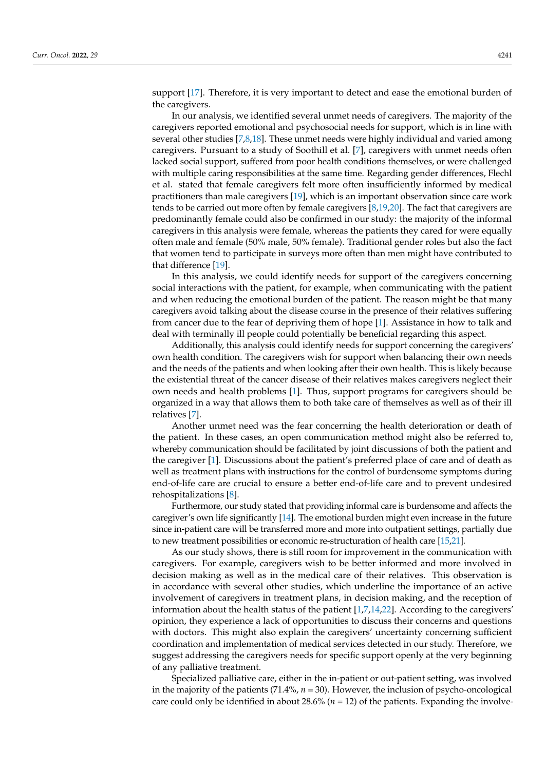support [17]. Therefore, it is very important to detect and ease the emotional burden of the caregivers.

In our analysis, we identified several unmet needs of caregivers. The majority of the caregivers reported emotional and psychosocial needs for support, which is in line with several other studies [7,8,18]. These unmet needs were highly individual and varied among caregivers. Pursuant to a study of Soothill et al. [7], caregivers with unmet needs often lacked social support, suffered from poor health conditions themselves, or were challenged with multiple caring responsibilities at the same time. Regarding gender differences, Flechl et al. stated that female caregivers felt more often insufficiently informed by medical practitioners than male caregivers [19], which is an important observation since care work tends to be carried out more often by female caregivers [8,19,20]. The fact that caregivers are predominantly female could also be confirmed in our study: the majority of the informal caregivers in this analysis were female, whereas the patients they cared for were equally often male and female (50% male, 50% female). Traditional gender roles but also the fact that women tend to participate in surveys more often than men might have contributed to that difference [19].

In this analysis, we could identify needs for support of the caregivers concerning social interactions with the patient, for example, when communicating with the patient and when reducing the emotional burden of the patient. The reason might be that many caregivers avoid talking about the disease course in the presence of their relatives suffering from cancer due to the fear of depriving them of hope [1]. Assistance in how to talk and deal with terminally ill people could potentially be beneficial regarding this aspect.

Additionally, this analysis could identify needs for support concerning the caregivers' own health condition. The caregivers wish for support when balancing their own needs and the needs of the patients and when looking after their own health. This is likely because the existential threat of the cancer disease of their relatives makes caregivers neglect their own needs and health problems [1]. Thus, support programs for caregivers should be organized in a way that allows them to both take care of themselves as well as of their ill relatives [7].

Another unmet need was the fear concerning the health deterioration or death of the patient. In these cases, an open communication method might also be referred to, whereby communication should be facilitated by joint discussions of both the patient and the caregiver [1]. Discussions about the patient's preferred place of care and of death as well as treatment plans with instructions for the control of burdensome symptoms during end-of-life care are crucial to ensure a better end-of-life care and to prevent undesired rehospitalizations [8].

Furthermore, our study stated that providing informal care is burdensome and affects the caregiver's own life significantly [14]. The emotional burden might even increase in the future since in-patient care will be transferred more and more into outpatient settings, partially due to new treatment possibilities or economic re-structuration of health care [15,21].

As our study shows, there is still room for improvement in the communication with caregivers. For example, caregivers wish to be better informed and more involved in decision making as well as in the medical care of their relatives. This observation is in accordance with several other studies, which underline the importance of an active involvement of caregivers in treatment plans, in decision making, and the reception of information about the health status of the patient [1,7,14,22]. According to the caregivers' opinion, they experience a lack of opportunities to discuss their concerns and questions with doctors. This might also explain the caregivers' uncertainty concerning sufficient coordination and implementation of medical services detected in our study. Therefore, we suggest addressing the caregivers needs for specific support openly at the very beginning of any palliative treatment.

Specialized palliative care, either in the in-patient or out-patient setting, was involved in the majority of the patients (71.4%, $n$ = 30). However, the inclusion of psycho-oncological care could only be identified in about 28.6% ($n$ = 12) of the patients. Expanding the involve-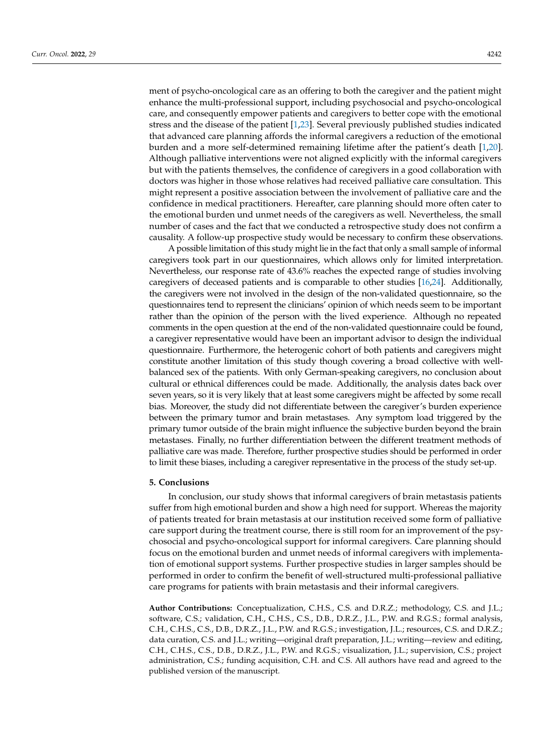ment of psycho-oncological care as an offering to both the caregiver and the patient might enhance the multi-professional support, including psychosocial and psycho-oncological care, and consequently empower patients and caregivers to better cope with the emotional stress and the disease of the patient [1,23]. Several previously published studies indicated that advanced care planning affords the informal caregivers a reduction of the emotional burden and a more self-determined remaining lifetime after the patient's death [1,20]. Although palliative interventions were not aligned explicitly with the informal caregivers but with the patients themselves, the confidence of caregivers in a good collaboration with doctors was higher in those whose relatives had received palliative care consultation. This might represent a positive association between the involvement of palliative care and the confidence in medical practitioners. Hereafter, care planning should more often cater to the emotional burden und unmet needs of the caregivers as well. Nevertheless, the small number of cases and the fact that we conducted a retrospective study does not confirm a causality. A follow-up prospective study would be necessary to confirm these observations.

A possible limitation of this study might lie in the fact that only a small sample of informal caregivers took part in our questionnaires, which allows only for limited interpretation. Nevertheless, our response rate of 43.6% reaches the expected range of studies involving caregivers of deceased patients and is comparable to other studies [16,24]. Additionally, the caregivers were not involved in the design of the non-validated questionnaire, so the questionnaires tend to represent the clinicians' opinion of which needs seem to be important rather than the opinion of the person with the lived experience. Although no repeated comments in the open question at the end of the non-validated questionnaire could be found, a caregiver representative would have been an important advisor to design the individual questionnaire. Furthermore, the heterogenic cohort of both patients and caregivers might constitute another limitation of this study though covering a broad collective with well-balanced sex of the patients. With only German-speaking caregivers, no conclusion about cultural or ethnical differences could be made. Additionally, the analysis dates back over seven years, so it is very likely that at least some caregivers might be affected by some recall bias. Moreover, the study did not differentiate between the caregiver's burden experience between the primary tumor and brain metastases. Any symptom load triggered by the primary tumor outside of the brain might influence the subjective burden beyond the brain metastases. Finally, no further differentiation between the different treatment methods of palliative care was made. Therefore, further prospective studies should be performed in order to limit these biases, including a caregiver representative in the process of the study set-up.

## 5. Conclusions

In conclusion, our study shows that informal caregivers of brain metastasis patients suffer from high emotional burden and show a high need for support. Whereas the majority of patients treated for brain metastasis at our institution received some form of palliative care support during the treatment course, there is still room for an improvement of the psychosocial and psycho-oncological support for informal caregivers. Care planning should focus on the emotional burden and unmet needs of informal caregivers with implementation of emotional support systems. Further prospective studies in larger samples should be performed in order to confirm the benefit of well-structured multi-professional palliative care programs for patients with brain metastasis and their informal caregivers.

**Author Contributions:** Conceptualization, C.H.S., C.S. and D.R.Z.; methodology, C.S. and J.L.; software, C.S.; validation, C.H., C.H.S., C.S., D.B., D.R.Z., J.L., P.W. and R.G.S.; formal analysis, C.H., C.H.S., C.S., D.B., D.R.Z., J.L., P.W. and R.G.S.; investigation, J.L.; resources, C.S. and D.R.Z.; data curation, C.S. and J.L.; writing—original draft preparation, J.L.; writing—review and editing, C.H., C.H.S., C.S., D.B., D.R.Z., J.L., P.W. and R.G.S.; visualization, J.L.; supervision, C.S.; project administration, C.S.; funding acquisition, C.H. and C.S. All authors have read and agreed to the published version of the manuscript.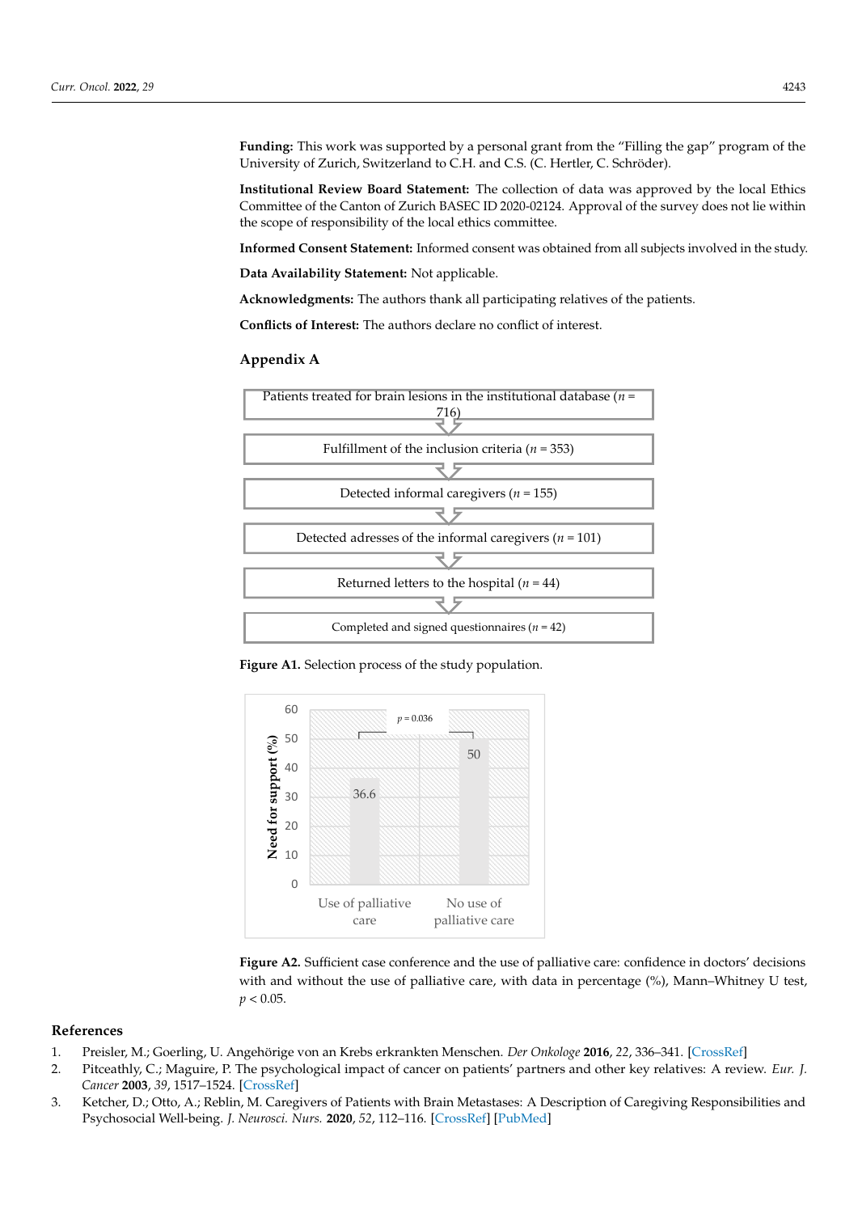**Funding:** This work was supported by a personal grant from the "Filling the gap" program of the University of Zurich, Switzerland to C.H. and C.S. (C. Hertler, C. Schröder).

**Institutional Review Board Statement:** The collection of data was approved by the local Ethics Committee of the Canton of Zurich BASEC ID 2020-02124. Approval of the survey does not lie within the scope of responsibility of the local ethics committee.

**Informed Consent Statement:** Informed consent was obtained from all subjects involved in the study.

**Data Availability Statement:** Not applicable.

**Acknowledgments:** The authors thank all participating relatives of the patients.

**Conflicts of Interest:** The authors declare no conflict of interest.

## Appendix A

Patients treated for brain lesions in the institutional database ($n$ = 716)

Fulfillment of the inclusion criteria ($n$ = 353)

Detected informal caregivers ($n$ = 155)

Detected adresses of the informal caregivers ($n$ = 101)

Returned letters to the hospital ($n$ = 44)

Completed and signed questionnaires ($n$ = 42)

**Figure A1.** Selection process of the study population.

Need for support (%): Use of palliative care 36.6; No use of palliative care 50; $p$ = 0.036

**Figure A2.** Sufficient case conference and the use of palliative care: confidence in doctors' decisions with and without the use of palliative care, with data in percentage (%), Mann–Whitney U test, $p < 0.05$.

## References

1. Preisler, M.; Goerling, U. Angehörige von an Krebs erkrankten Menschen. *Der Onkologe* **2016**, *22*, 336–341. [CrossRef]
2. Pitceathly, C.; Maguire, P. The psychological impact of cancer on patients' partners and other key relatives: A review. *Eur. J. Cancer* **2003**, *39*, 1517–1524. [CrossRef]
3. Ketcher, D.; Otto, A.; Reblin, M. Caregivers of Patients with Brain Metastases: A Description of Caregiving Responsibilities and Psychosocial Well-being. *J. Neurosci. Nurs.* **2020**, *52*, 112–116. [CrossRef] [PubMed]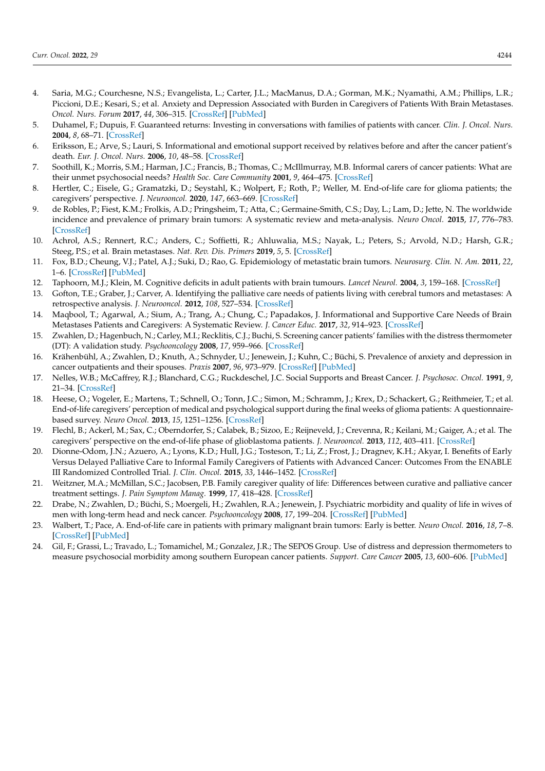4. Saria, M.G.; Courchesne, N.S.; Evangelista, L.; Carter, J.L.; MacManus, D.A.; Gorman, M.K.; Nyamathi, A.M.; Phillips, L.R.; Piccioni, D.E.; Kesari, S.; et al. Anxiety and Depression Associated with Burden in Caregivers of Patients With Brain Metastases. *Oncol. Nurs. Forum* **2017**, *44*, 306–315. [CrossRef] [PubMed]
5. Duhamel, F.; Dupuis, F. Guaranteed returns: Investing in conversations with families of patients with cancer. *Clin. J. Oncol. Nurs.* **2004**, *8*, 68–71. [CrossRef]
6. Eriksson, E.; Arve, S.; Lauri, S. Informational and emotional support received by relatives before and after the cancer patient's death. *Eur. J. Oncol. Nurs.* **2006**, *10*, 48–58. [CrossRef]
7. Soothill, K.; Morris, S.M.; Harman, J.C.; Francis, B.; Thomas, C.; McIllmurray, M.B. Informal carers of cancer patients: What are their unmet psychosocial needs? *Health Soc. Care Community* **2001**, *9*, 464–475. [CrossRef]
8. Hertler, C.; Eisele, G.; Gramatzki, D.; Seystahl, K.; Wolpert, F.; Roth, P.; Weller, M. End-of-life care for glioma patients; the caregivers' perspective. *J. Neurooncol.* **2020**, *147*, 663–669. [CrossRef]
9. de Robles, P.; Fiest, K.M.; Frolkis, A.D.; Pringsheim, T.; Atta, C.; Germaine-Smith, C.S.; Day, L.; Lam, D.; Jette, N. The worldwide incidence and prevalence of primary brain tumors: A systematic review and meta-analysis. *Neuro Oncol.* **2015**, *17*, 776–783. [CrossRef]
10. Achrol, A.S.; Rennert, R.C.; Anders, C.; Soffietti, R.; Ahluwalia, M.S.; Nayak, L.; Peters, S.; Arvold, N.D.; Harsh, G.R.; Steeg, P.S.; et al. Brain metastases. *Nat. Rev. Dis. Primers* **2019**, *5*, 5. [CrossRef]
11. Fox, B.D.; Cheung, V.J.; Patel, A.J.; Suki, D.; Rao, G. Epidemiology of metastatic brain tumors. *Neurosurg. Clin. N. Am.* **2011**, *22*, 1–6. [CrossRef] [PubMed]
12. Taphoorn, M.J.; Klein, M. Cognitive deficits in adult patients with brain tumours. *Lancet Neurol.* **2004**, *3*, 159–168. [CrossRef]
13. Gofton, T.E.; Graber, J.; Carver, A. Identifying the palliative care needs of patients living with cerebral tumors and metastases: A retrospective analysis. *J. Neurooncol.* **2012**, *108*, 527–534. [CrossRef]
14. Maqbool, T.; Agarwal, A.; Sium, A.; Trang, A.; Chung, C.; Papadakos, J. Informational and Supportive Care Needs of Brain Metastases Patients and Caregivers: A Systematic Review. *J. Cancer Educ.* **2017**, *32*, 914–923. [CrossRef]
15. Zwahlen, D.; Hagenbuch, N.; Carley, M.I.; Recklitis, C.J.; Buchi, S. Screening cancer patients' families with the distress thermometer (DT): A validation study. *Psychooncology* **2008**, *17*, 959–966. [CrossRef]
16. Krähenbühl, A.; Zwahlen, D.; Knuth, A.; Schnyder, U.; Jenewein, J.; Kuhn, C.; Büchi, S. Prevalence of anxiety and depression in cancer outpatients and their spouses. *Praxis* **2007**, *96*, 973–979. [CrossRef] [PubMed]
17. Nelles, W.B.; McCaffrey, R.J.; Blanchard, C.G.; Ruckdeschel, J.C. Social Supports and Breast Cancer. *J. Psychosoc. Oncol.* **1991**, *9*, 21–34. [CrossRef]
18. Heese, O.; Vogeler, E.; Martens, T.; Schnell, O.; Tonn, J.C.; Simon, M.; Schramm, J.; Krex, D.; Schackert, G.; Reithmeier, T.; et al. End-of-life caregivers' perception of medical and psychological support during the final weeks of glioma patients: A questionnaire-based survey. *Neuro Oncol.* **2013**, *15*, 1251–1256. [CrossRef]
19. Flechl, B.; Ackerl, M.; Sax, C.; Oberndorfer, S.; Calabek, B.; Sizoo, E.; Reijneveld, J.; Crevenna, R.; Keilani, M.; Gaiger, A.; et al. The caregivers' perspective on the end-of-life phase of glioblastoma patients. *J. Neurooncol.* **2013**, *112*, 403–411. [CrossRef]
20. Dionne-Odom, J.N.; Azuero, A.; Lyons, K.D.; Hull, J.G.; Tosteson, T.; Li, Z.; Frost, J.; Dragnev, K.H.; Akyar, I. Benefits of Early Versus Delayed Palliative Care to Informal Family Caregivers of Patients with Advanced Cancer: Outcomes From the ENABLE III Randomized Controlled Trial. *J. Clin. Oncol.* **2015**, *33*, 1446–1452. [CrossRef]
21. Weitzner, M.A.; McMillan, S.C.; Jacobsen, P.B. Family caregiver quality of life: Differences between curative and palliative cancer treatment settings. *J. Pain Symptom Manag.* **1999**, *17*, 418–428. [CrossRef]
22. Drabe, N.; Zwahlen, D.; Büchi, S.; Moergeli, H.; Zwahlen, R.A.; Jenewein, J. Psychiatric morbidity and quality of life in wives of men with long-term head and neck cancer. *Psychooncology* **2008**, *17*, 199–204. [CrossRef] [PubMed]
23. Walbert, T.; Pace, A. End-of-life care in patients with primary malignant brain tumors: Early is better. *Neuro Oncol.* **2016**, *18*, 7–8. [CrossRef] [PubMed]
24. Gil, F.; Grassi, L.; Travado, L.; Tomamichel, M.; Gonzalez, J.R.; The SEPOS Group. Use of distress and depression thermometers to measure psychosocial morbidity among southern European cancer patients. *Support. Care Cancer* **2005**, *13*, 600–606. [PubMed]